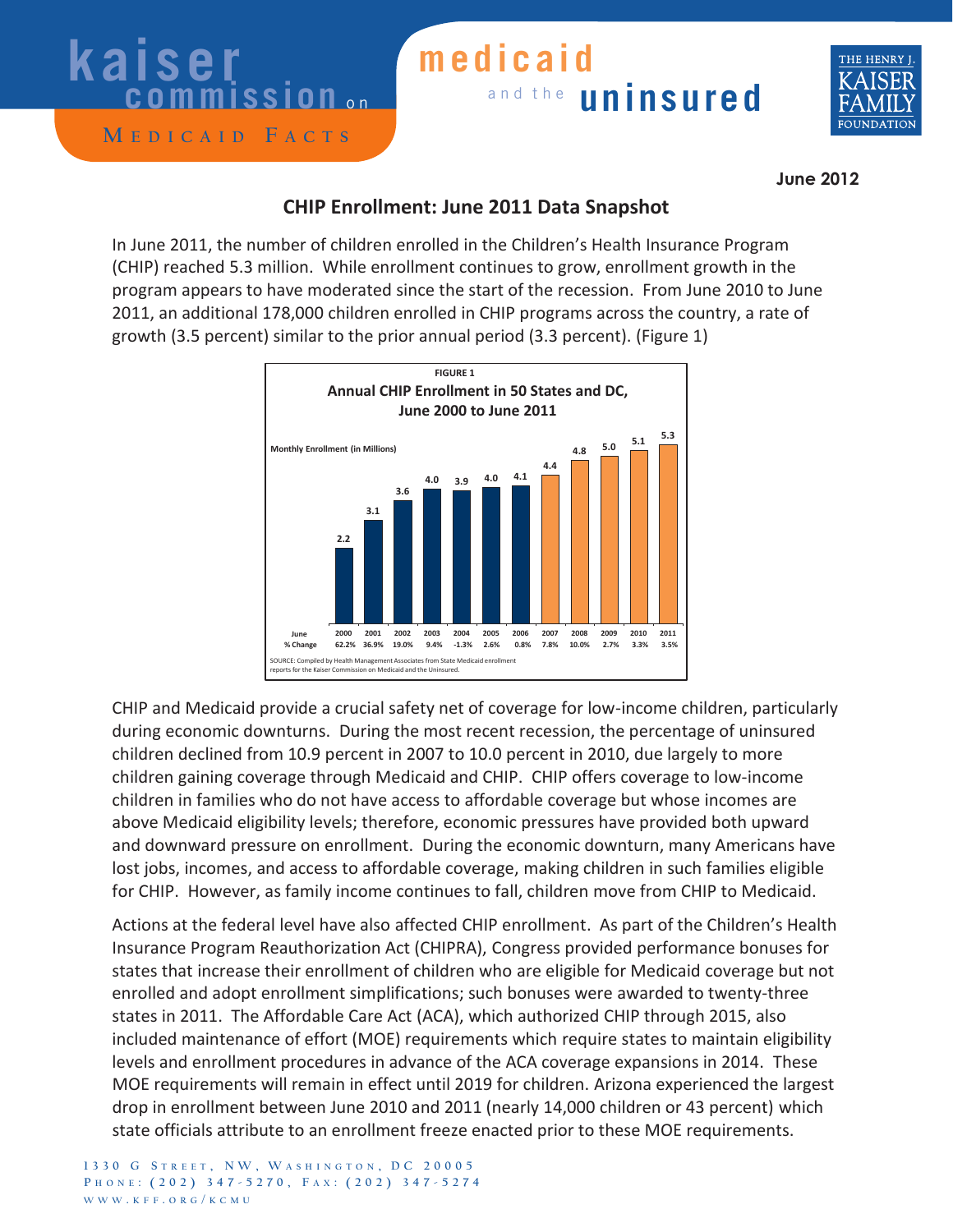# kaiser commission on medicaid and the uninsured

**MEDICAID FACTS**

THE HENRY J. KAISER FAMILY FOUNDATION

**June 2012**

## CHIP Enrollment: June 2011 Data Snapshot

In June 2011, the number of children enrolled in the Children's Health Insurance Program (CHIP) reached 5.3 million. While enrollment continues to grow, enrollment growth in the program appears to have moderated since the start of the recession. From June 2010 to June 2011, an additional 178,000 children enrolled in CHIP programs across the country, a rate of growth (3.5 percent) similar to the prior annual period (3.3 percent). (Figure 1)

**FIGURE 1**
**Annual CHIP Enrollment in 50 States and DC, June 2000 to June 2011**

Monthly Enrollment (in Millions)

| June | 2000 | 2001 | 2002 | 2003 | 2004 | 2005 | 2006 | 2007 | 2008 | 2009 | 2010 | 2011 |
|---|---|---|---|---|---|---|---|---|---|---|---|---|
| Enrollment | 2.2 | 3.1 | 3.6 | 4.0 | 3.9 | 4.0 | 4.1 | 4.4 | 4.8 | 5.0 | 5.1 | 5.3 |
| % Change | 62.2% | 36.9% | 19.0% | 9.4% | -1.3% | 2.6% | 0.8% | 7.8% | 10.0% | 2.7% | 3.3% | 3.5% |

SOURCE: Compiled by Health Management Associates from State Medicaid enrollment reports for the Kaiser Commission on Medicaid and the Uninsured.

CHIP and Medicaid provide a crucial safety net of coverage for low-income children, particularly during economic downturns. During the most recent recession, the percentage of uninsured children declined from 10.9 percent in 2007 to 10.0 percent in 2010, due largely to more children gaining coverage through Medicaid and CHIP. CHIP offers coverage to low-income children in families who do not have access to affordable coverage but whose incomes are above Medicaid eligibility levels; therefore, economic pressures have provided both upward and downward pressure on enrollment. During the economic downturn, many Americans have lost jobs, incomes, and access to affordable coverage, making children in such families eligible for CHIP. However, as family income continues to fall, children move from CHIP to Medicaid.

Actions at the federal level have also affected CHIP enrollment. As part of the Children's Health Insurance Program Reauthorization Act (CHIPRA), Congress provided performance bonuses for states that increase their enrollment of children who are eligible for Medicaid coverage but not enrolled and adopt enrollment simplifications; such bonuses were awarded to twenty-three states in 2011. The Affordable Care Act (ACA), which authorized CHIP through 2015, also included maintenance of effort (MOE) requirements which require states to maintain eligibility levels and enrollment procedures in advance of the ACA coverage expansions in 2014. These MOE requirements will remain in effect until 2019 for children. Arizona experienced the largest drop in enrollment between June 2010 and 2011 (nearly 14,000 children or 43 percent) which state officials attribute to an enrollment freeze enacted prior to these MOE requirements.

1330 G Street, NW, Washington, DC 20005
Phone: (202) 347-5270, Fax: (202) 347-5274
www.kff.org/kcmu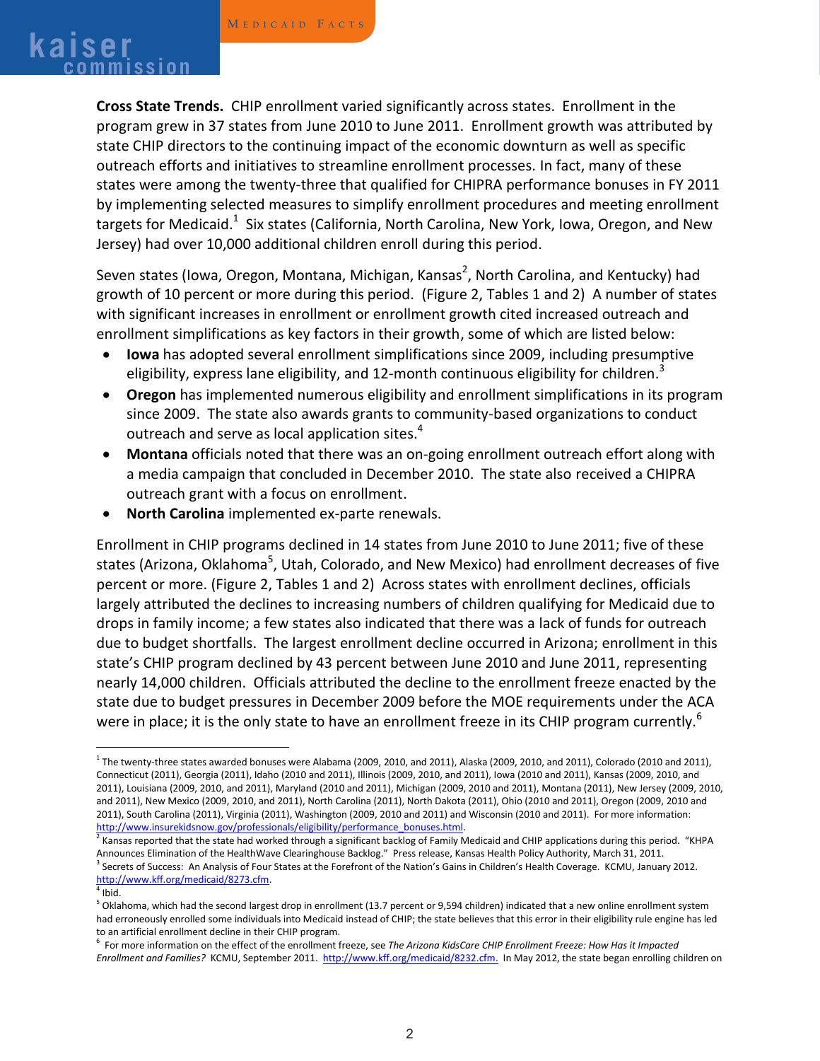**Cross State Trends.** CHIP enrollment varied significantly across states. Enrollment in the program grew in 37 states from June 2010 to June 2011. Enrollment growth was attributed by state CHIP directors to the continuing impact of the economic downturn as well as specific outreach efforts and initiatives to streamline enrollment processes. In fact, many of these states were among the twenty-three that qualified for CHIPRA performance bonuses in FY 2011 by implementing selected measures to simplify enrollment procedures and meeting enrollment targets for Medicaid.[1] Six states (California, North Carolina, New York, Iowa, Oregon, and New Jersey) had over 10,000 additional children enroll during this period.

Seven states (Iowa, Oregon, Montana, Michigan, Kansas[2], North Carolina, and Kentucky) had growth of 10 percent or more during this period. (Figure 2, Tables 1 and 2) A number of states with significant increases in enrollment or enrollment growth cited increased outreach and enrollment simplifications as key factors in their growth, some of which are listed below:

- **Iowa** has adopted several enrollment simplifications since 2009, including presumptive eligibility, express lane eligibility, and 12-month continuous eligibility for children.[3]
- **Oregon** has implemented numerous eligibility and enrollment simplifications in its program since 2009. The state also awards grants to community-based organizations to conduct outreach and serve as local application sites.[4]
- **Montana** officials noted that there was an on-going enrollment outreach effort along with a media campaign that concluded in December 2010. The state also received a CHIPRA outreach grant with a focus on enrollment.
- **North Carolina** implemented ex-parte renewals.

Enrollment in CHIP programs declined in 14 states from June 2010 to June 2011; five of these states (Arizona, Oklahoma[5], Utah, Colorado, and New Mexico) had enrollment decreases of five percent or more. (Figure 2, Tables 1 and 2) Across states with enrollment declines, officials largely attributed the declines to increasing numbers of children qualifying for Medicaid due to drops in family income; a few states also indicated that there was a lack of funds for outreach due to budget shortfalls. The largest enrollment decline occurred in Arizona; enrollment in this state's CHIP program declined by 43 percent between June 2010 and June 2011, representing nearly 14,000 children. Officials attributed the decline to the enrollment freeze enacted by the state due to budget pressures in December 2009 before the MOE requirements under the ACA were in place; it is the only state to have an enrollment freeze in its CHIP program currently.[6]

---

[1] The twenty-three states awarded bonuses were Alabama (2009, 2010, and 2011), Alaska (2009, 2010, and 2011), Colorado (2010 and 2011), Connecticut (2011), Georgia (2011), Idaho (2010 and 2011), Illinois (2009, 2010, and 2011), Iowa (2010 and 2011), Kansas (2009, 2010, and 2011), Louisiana (2009, 2010, and 2011), Maryland (2010 and 2011), Michigan (2009, 2010 and 2011), Montana (2011), New Jersey (2009, 2010, and 2011), New Mexico (2009, 2010, and 2011), North Carolina (2011), North Dakota (2011), Ohio (2010 and 2011), Oregon (2009, 2010 and 2011), South Carolina (2011), Virginia (2011), Washington (2009, 2010 and 2011) and Wisconsin (2010 and 2011). For more information: http://www.insurekidsnow.gov/professionals/eligibility/performance_bonuses.html.

[2] Kansas reported that the state had worked through a significant backlog of Family Medicaid and CHIP applications during this period. "KHPA Announces Elimination of the HealthWave Clearinghouse Backlog." Press release, Kansas Health Policy Authority, March 31, 2011.

[3] Secrets of Success: An Analysis of Four States at the Forefront of the Nation's Gains in Children's Health Coverage. KCMU, January 2012. http://www.kff.org/medicaid/8273.cfm.

[4] Ibid.

[5] Oklahoma, which had the second largest drop in enrollment (13.7 percent or 9,594 children) indicated that a new online enrollment system had erroneously enrolled some individuals into Medicaid instead of CHIP; the state believes that this error in their eligibility rule engine has led to an artificial enrollment decline in their CHIP program.

[6] For more information on the effect of the enrollment freeze, see *The Arizona KidsCare CHIP Enrollment Freeze: How Has it Impacted Enrollment and Families?* KCMU, September 2011. http://www.kff.org/medicaid/8232.cfm. In May 2012, the state began enrolling children on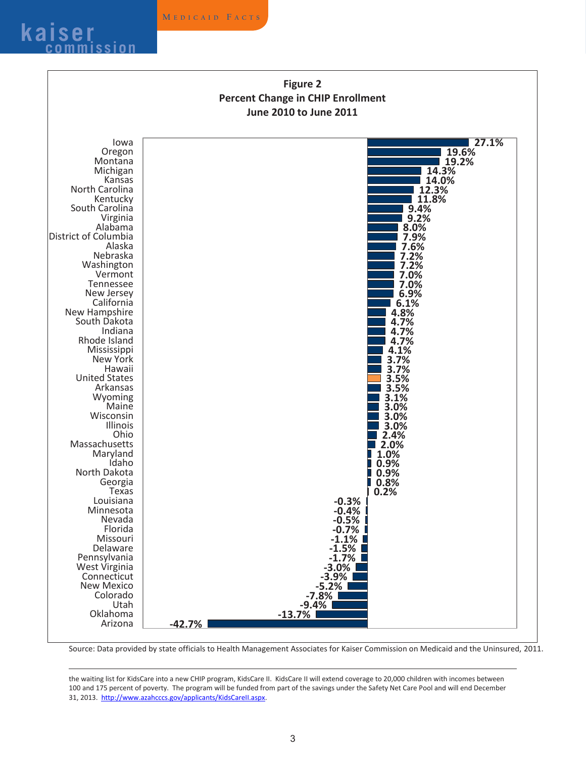**Figure 2**
**Percent Change in CHIP Enrollment**
**June 2010 to June 2011**

| State | Percent Change |
| --- | --- |
| Iowa | 27.1% |
| Oregon | 19.6% |
| Montana | 19.2% |
| Michigan | 14.3% |
| Kansas | 14.0% |
| North Carolina | 12.3% |
| Kentucky | 11.8% |
| South Carolina | 9.4% |
| Virginia | 9.2% |
| Alabama | 8.0% |
| District of Columbia | 7.9% |
| Alaska | 7.6% |
| Nebraska | 7.2% |
| Washington | 7.2% |
| Vermont | 7.0% |
| Tennessee | 7.0% |
| New Jersey | 6.9% |
| California | 6.1% |
| New Hampshire | 4.8% |
| South Dakota | 4.7% |
| Indiana | 4.7% |
| Rhode Island | 4.7% |
| Mississippi | 4.1% |
| New York | 3.7% |
| Hawaii | 3.7% |
| United States | 3.5% |
| Arkansas | 3.5% |
| Wyoming | 3.1% |
| Maine | 3.0% |
| Wisconsin | 3.0% |
| Illinois | 3.0% |
| Ohio | 2.4% |
| Massachusetts | 2.0% |
| Maryland | 1.0% |
| Idaho | 0.9% |
| North Dakota | 0.9% |
| Georgia | 0.8% |
| Texas | 0.2% |
| Louisiana | -0.3% |
| Minnesota | -0.4% |
| Nevada | -0.5% |
| Florida | -0.7% |
| Missouri | -1.1% |
| Delaware | -1.5% |
| Pennsylvania | -1.7% |
| West Virginia | -3.0% |
| Connecticut | -3.9% |
| New Mexico | -5.2% |
| Colorado | -7.8% |
| Utah | -9.4% |
| Oklahoma | -13.7% |
| Arizona | -42.7% |

Source: Data provided by state officials to Health Management Associates for Kaiser Commission on Medicaid and the Uninsured, 2011.

---

the waiting list for KidsCare into a new CHIP program, KidsCare II. KidsCare II will extend coverage to 20,000 children with incomes between 100 and 175 percent of poverty. The program will be funded from part of the savings under the Safety Net Care Pool and will end December 31, 2013. http://www.azahcccs.gov/applicants/KidsCareII.aspx.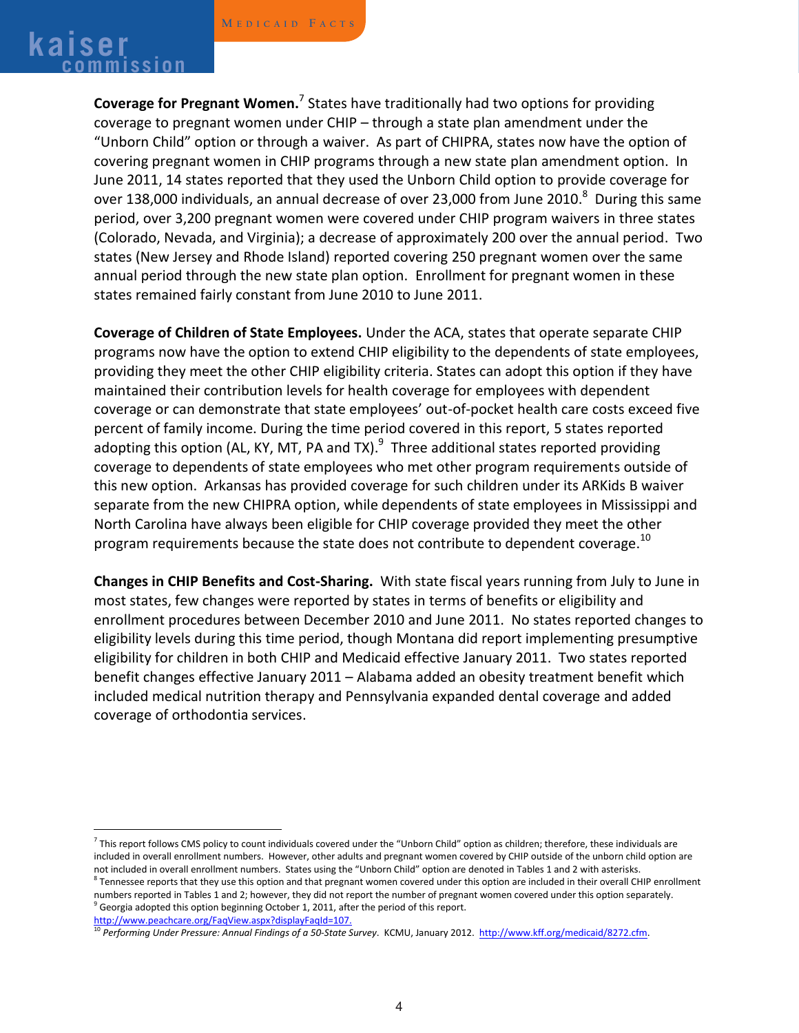**Coverage for Pregnant Women.**[7] States have traditionally had two options for providing coverage to pregnant women under CHIP – through a state plan amendment under the "Unborn Child" option or through a waiver. As part of CHIPRA, states now have the option of covering pregnant women in CHIP programs through a new state plan amendment option. In June 2011, 14 states reported that they used the Unborn Child option to provide coverage for over 138,000 individuals, an annual decrease of over 23,000 from June 2010.[8] During this same period, over 3,200 pregnant women were covered under CHIP program waivers in three states (Colorado, Nevada, and Virginia); a decrease of approximately 200 over the annual period. Two states (New Jersey and Rhode Island) reported covering 250 pregnant women over the same annual period through the new state plan option. Enrollment for pregnant women in these states remained fairly constant from June 2010 to June 2011.

**Coverage of Children of State Employees.** Under the ACA, states that operate separate CHIP programs now have the option to extend CHIP eligibility to the dependents of state employees, providing they meet the other CHIP eligibility criteria. States can adopt this option if they have maintained their contribution levels for health coverage for employees with dependent coverage or can demonstrate that state employees' out-of-pocket health care costs exceed five percent of family income. During the time period covered in this report, 5 states reported adopting this option (AL, KY, MT, PA and TX).[9] Three additional states reported providing coverage to dependents of state employees who met other program requirements outside of this new option. Arkansas has provided coverage for such children under its ARKids B waiver separate from the new CHIPRA option, while dependents of state employees in Mississippi and North Carolina have always been eligible for CHIP coverage provided they meet the other program requirements because the state does not contribute to dependent coverage.[10]

**Changes in CHIP Benefits and Cost-Sharing.** With state fiscal years running from July to June in most states, few changes were reported by states in terms of benefits or eligibility and enrollment procedures between December 2010 and June 2011. No states reported changes to eligibility levels during this time period, though Montana did report implementing presumptive eligibility for children in both CHIP and Medicaid effective January 2011. Two states reported benefit changes effective January 2011 – Alabama added an obesity treatment benefit which included medical nutrition therapy and Pennsylvania expanded dental coverage and added coverage of orthodontia services.

---

[7] This report follows CMS policy to count individuals covered under the "Unborn Child" option as children; therefore, these individuals are included in overall enrollment numbers. However, other adults and pregnant women covered by CHIP outside of the unborn child option are not included in overall enrollment numbers. States using the "Unborn Child" option are denoted in Tables 1 and 2 with asterisks.

[8] Tennessee reports that they use this option and that pregnant women covered under this option are included in their overall CHIP enrollment numbers reported in Tables 1 and 2; however, they did not report the number of pregnant women covered under this option separately.

[9] Georgia adopted this option beginning October 1, 2011, after the period of this report. http://www.peachcare.org/FaqView.aspx?displayFaqId=107.

[10] *Performing Under Pressure: Annual Findings of a 50-State Survey*. KCMU, January 2012. http://www.kff.org/medicaid/8272.cfm.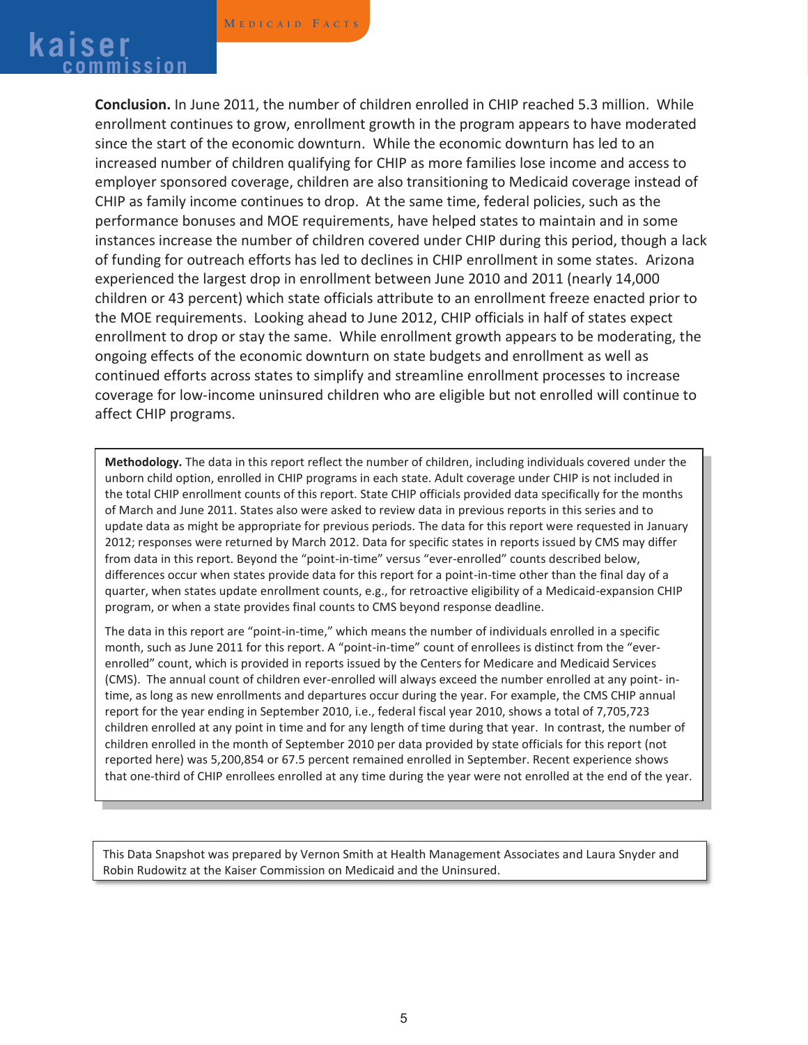**Conclusion.** In June 2011, the number of children enrolled in CHIP reached 5.3 million. While enrollment continues to grow, enrollment growth in the program appears to have moderated since the start of the economic downturn. While the economic downturn has led to an increased number of children qualifying for CHIP as more families lose income and access to employer sponsored coverage, children are also transitioning to Medicaid coverage instead of CHIP as family income continues to drop. At the same time, federal policies, such as the performance bonuses and MOE requirements, have helped states to maintain and in some instances increase the number of children covered under CHIP during this period, though a lack of funding for outreach efforts has led to declines in CHIP enrollment in some states. Arizona experienced the largest drop in enrollment between June 2010 and 2011 (nearly 14,000 children or 43 percent) which state officials attribute to an enrollment freeze enacted prior to the MOE requirements. Looking ahead to June 2012, CHIP officials in half of states expect enrollment to drop or stay the same. While enrollment growth appears to be moderating, the ongoing effects of the economic downturn on state budgets and enrollment as well as continued efforts across states to simplify and streamline enrollment processes to increase coverage for low-income uninsured children who are eligible but not enrolled will continue to affect CHIP programs.

**Methodology.** The data in this report reflect the number of children, including individuals covered under the unborn child option, enrolled in CHIP programs in each state. Adult coverage under CHIP is not included in the total CHIP enrollment counts of this report. State CHIP officials provided data specifically for the months of March and June 2011. States also were asked to review data in previous reports in this series and to update data as might be appropriate for previous periods. The data for this report were requested in January 2012; responses were returned by March 2012. Data for specific states in reports issued by CMS may differ from data in this report. Beyond the "point-in-time" versus "ever-enrolled" counts described below, differences occur when states provide data for this report for a point-in-time other than the final day of a quarter, when states update enrollment counts, e.g., for retroactive eligibility of a Medicaid-expansion CHIP program, or when a state provides final counts to CMS beyond response deadline.

The data in this report are "point-in-time," which means the number of individuals enrolled in a specific month, such as June 2011 for this report. A "point-in-time" count of enrollees is distinct from the "ever-enrolled" count, which is provided in reports issued by the Centers for Medicare and Medicaid Services (CMS). The annual count of children ever-enrolled will always exceed the number enrolled at any point- in-time, as long as new enrollments and departures occur during the year. For example, the CMS CHIP annual report for the year ending in September 2010, i.e., federal fiscal year 2010, shows a total of 7,705,723 children enrolled at any point in time and for any length of time during that year. In contrast, the number of children enrolled in the month of September 2010 per data provided by state officials for this report (not reported here) was 5,200,854 or 67.5 percent remained enrolled in September. Recent experience shows that one-third of CHIP enrollees enrolled at any time during the year were not enrolled at the end of the year.

This Data Snapshot was prepared by Vernon Smith at Health Management Associates and Laura Snyder and Robin Rudowitz at the Kaiser Commission on Medicaid and the Uninsured.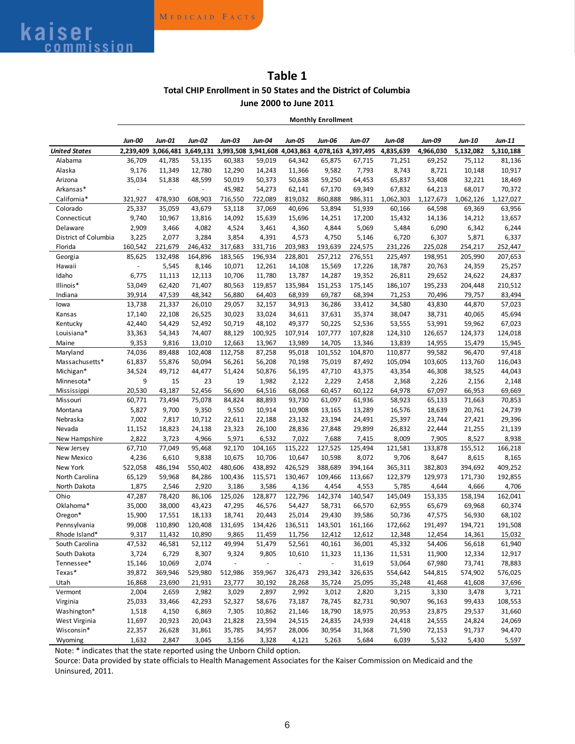## Table 1

### Total CHIP Enrollment in 50 States and the District of Columbia

### June 2000 to June 2011

| | Monthly Enrollment | | | | | | | | | | | |
|---|---|---|---|---|---|---|---|---|---|---|---|---|
| | *Jun-00* | *Jun-01* | *Jun-02* | *Jun-03* | *Jun-04* | *Jun-05* | *Jun-06* | *Jun-07* | *Jun-08* | *Jun-09* | *Jun-10* | *Jun-11* |
| ***United States*** | **2,239,409** | **3,066,481** | **3,649,131** | **3,993,508** | **3,941,608** | **4,043,863** | **4,078,163** | **4,397,495** | **4,835,639** | **4,966,030** | **5,132,082** | **5,310,188** |
| Alabama | 36,709 | 41,785 | 53,135 | 60,383 | 59,019 | 64,342 | 65,875 | 67,715 | 71,251 | 69,252 | 75,112 | 81,136 |
| Alaska | 9,176 | 11,349 | 12,780 | 12,290 | 14,243 | 11,366 | 9,582 | 7,793 | 8,743 | 8,721 | 10,148 | 10,917 |
| Arizona | 35,034 | 51,838 | 48,599 | 50,019 | 50,373 | 50,638 | 59,250 | 64,453 | 65,837 | 53,408 | 32,221 | 18,469 |
| Arkansas* | - | - | - | 45,982 | 54,273 | 62,141 | 67,170 | 69,349 | 67,832 | 64,213 | 68,017 | 70,372 |
| California* | 321,927 | 478,930 | 608,903 | 716,550 | 722,089 | 819,032 | 860,888 | 986,311 | 1,062,303 | 1,127,673 | 1,062,126 | 1,127,027 |
| Colorado | 25,337 | 35,059 | 43,679 | 53,118 | 37,069 | 40,696 | 53,894 | 51,939 | 60,166 | 64,598 | 69,369 | 63,956 |
| Connecticut | 9,740 | 10,967 | 13,816 | 14,092 | 15,639 | 15,696 | 14,251 | 17,200 | 15,432 | 14,136 | 14,212 | 13,657 |
| Delaware | 2,909 | 3,466 | 4,082 | 4,524 | 3,461 | 4,360 | 4,844 | 5,069 | 5,484 | 6,090 | 6,342 | 6,244 |
| District of Columbia | 3,225 | 2,077 | 3,284 | 3,854 | 4,391 | 4,573 | 4,750 | 5,146 | 6,720 | 6,307 | 5,871 | 6,337 |
| Florida | 160,542 | 221,679 | 246,432 | 317,683 | 331,716 | 203,983 | 193,639 | 224,575 | 231,226 | 225,028 | 254,217 | 252,447 |
| Georgia | 85,625 | 132,498 | 164,896 | 183,565 | 196,934 | 228,801 | 257,212 | 276,551 | 225,497 | 198,951 | 205,990 | 207,653 |
| Hawaii | - | 5,545 | 8,146 | 10,071 | 12,261 | 14,108 | 15,569 | 17,226 | 18,787 | 20,763 | 24,359 | 25,257 |
| Idaho | 6,775 | 11,113 | 12,113 | 10,706 | 11,780 | 13,787 | 14,287 | 19,352 | 26,811 | 29,652 | 24,622 | 24,837 |
| Illinois* | 53,049 | 62,420 | 71,407 | 80,563 | 119,857 | 135,984 | 151,253 | 175,145 | 186,107 | 195,233 | 204,448 | 210,512 |
| Indiana | 39,914 | 47,539 | 48,342 | 56,880 | 64,403 | 68,939 | 69,787 | 68,394 | 71,253 | 70,496 | 79,757 | 83,494 |
| Iowa | 13,738 | 21,337 | 26,010 | 29,057 | 32,157 | 34,913 | 36,286 | 33,412 | 34,580 | 43,830 | 44,870 | 57,023 |
| Kansas | 17,140 | 22,108 | 26,525 | 30,023 | 33,024 | 34,611 | 37,631 | 35,374 | 38,047 | 38,731 | 40,065 | 45,694 |
| Kentucky | 42,440 | 54,429 | 52,492 | 50,719 | 48,102 | 49,377 | 50,225 | 52,536 | 53,555 | 53,991 | 59,962 | 67,023 |
| Louisiana* | 33,363 | 54,343 | 74,407 | 88,129 | 100,925 | 107,914 | 107,777 | 107,828 | 124,310 | 126,657 | 124,373 | 124,018 |
| Maine | 9,353 | 9,816 | 13,010 | 12,663 | 13,967 | 13,989 | 14,705 | 13,346 | 13,839 | 14,955 | 15,479 | 15,945 |
| Maryland | 74,036 | 89,488 | 102,408 | 112,758 | 87,258 | 95,018 | 101,552 | 104,870 | 110,877 | 99,582 | 96,470 | 97,418 |
| Massachusetts* | 61,837 | 55,876 | 50,094 | 56,261 | 56,208 | 70,198 | 75,019 | 87,492 | 105,094 | 103,605 | 113,760 | 116,043 |
| Michigan* | 34,524 | 49,712 | 44,477 | 51,424 | 50,876 | 56,195 | 47,710 | 43,375 | 43,354 | 46,308 | 38,525 | 44,043 |
| Minnesota* | 9 | 15 | 23 | 19 | 1,982 | 2,122 | 2,229 | 2,458 | 2,368 | 2,226 | 2,156 | 2,148 |
| Mississippi | 20,530 | 43,187 | 52,456 | 56,690 | 64,516 | 68,068 | 60,457 | 60,122 | 64,978 | 67,097 | 66,953 | 69,669 |
| Missouri | 60,771 | 73,494 | 75,078 | 84,824 | 88,893 | 93,730 | 61,097 | 61,936 | 58,923 | 65,133 | 71,663 | 70,853 |
| Montana | 5,827 | 9,700 | 9,350 | 9,550 | 10,914 | 10,908 | 13,165 | 13,289 | 16,576 | 18,639 | 20,761 | 24,739 |
| Nebraska | 7,002 | 7,817 | 10,712 | 22,611 | 22,188 | 23,132 | 23,194 | 24,491 | 25,397 | 23,744 | 27,421 | 29,396 |
| Nevada | 11,152 | 18,823 | 24,138 | 23,323 | 26,100 | 28,836 | 27,848 | 29,899 | 26,832 | 22,444 | 21,255 | 21,139 |
| New Hampshire | 2,822 | 3,723 | 4,966 | 5,971 | 6,532 | 7,022 | 7,688 | 7,415 | 8,009 | 7,905 | 8,527 | 8,938 |
| New Jersey | 67,710 | 77,049 | 95,468 | 92,170 | 104,165 | 115,222 | 127,525 | 125,494 | 121,581 | 133,878 | 155,512 | 166,218 |
| New Mexico | 4,236 | 6,610 | 9,838 | 10,675 | 10,706 | 10,647 | 10,598 | 8,072 | 9,706 | 8,647 | 8,615 | 8,165 |
| New York | 522,058 | 486,194 | 550,402 | 480,606 | 438,892 | 426,529 | 388,689 | 394,164 | 365,311 | 382,803 | 394,692 | 409,252 |
| North Carolina | 65,129 | 59,968 | 84,286 | 100,436 | 115,571 | 130,467 | 109,466 | 113,667 | 122,379 | 129,973 | 171,730 | 192,855 |
| North Dakota | 1,875 | 2,546 | 2,920 | 3,186 | 3,586 | 4,136 | 4,454 | 4,553 | 5,785 | 4,644 | 4,666 | 4,706 |
| Ohio | 47,287 | 78,420 | 86,106 | 125,026 | 128,877 | 122,796 | 142,374 | 140,547 | 145,049 | 153,335 | 158,194 | 162,041 |
| Oklahoma* | 35,000 | 38,000 | 43,423 | 47,295 | 46,576 | 54,427 | 58,731 | 66,570 | 62,955 | 65,679 | 69,968 | 60,374 |
| Oregon* | 15,900 | 17,551 | 18,133 | 18,741 | 20,443 | 25,014 | 29,430 | 39,586 | 50,736 | 47,575 | 56,930 | 68,102 |
| Pennsylvania | 99,008 | 110,890 | 120,408 | 131,695 | 134,426 | 136,511 | 143,501 | 161,166 | 172,662 | 191,497 | 194,721 | 191,508 |
| Rhode Island* | 9,317 | 11,432 | 10,890 | 9,865 | 11,459 | 11,756 | 12,412 | 12,612 | 12,348 | 12,454 | 14,361 | 15,032 |
| South Carolina | 47,532 | 46,581 | 52,112 | 49,994 | 51,479 | 52,561 | 40,161 | 36,001 | 45,332 | 54,406 | 56,618 | 61,940 |
| South Dakota | 3,724 | 6,729 | 8,307 | 9,324 | 9,805 | 10,610 | 11,323 | 11,136 | 11,531 | 11,900 | 12,334 | 12,917 |
| Tennessee* | 15,146 | 10,069 | 2,074 | - | - | - | - | 31,619 | 53,064 | 67,980 | 73,741 | 78,883 |
| Texas* | 39,872 | 369,946 | 529,980 | 512,986 | 359,967 | 326,473 | 293,342 | 326,635 | 554,642 | 544,815 | 574,902 | 576,025 |
| Utah | 16,868 | 23,690 | 21,931 | 23,777 | 30,192 | 28,268 | 35,724 | 25,095 | 35,248 | 41,468 | 41,608 | 37,696 |
| Vermont | 2,004 | 2,659 | 2,982 | 3,029 | 2,897 | 2,992 | 3,012 | 2,820 | 3,215 | 3,330 | 3,478 | 3,721 |
| Virginia | 25,033 | 33,466 | 42,293 | 52,327 | 58,676 | 73,187 | 78,745 | 82,731 | 90,907 | 96,163 | 99,433 | 108,553 |
| Washington* | 1,518 | 4,150 | 6,869 | 7,305 | 10,862 | 21,146 | 18,790 | 18,975 | 20,953 | 23,875 | 29,537 | 31,660 |
| West Virginia | 11,697 | 20,923 | 20,043 | 21,828 | 23,594 | 24,515 | 24,835 | 24,939 | 24,418 | 24,555 | 24,824 | 24,069 |
| Wisconsin* | 22,357 | 26,628 | 31,861 | 35,785 | 34,957 | 28,006 | 30,954 | 31,368 | 71,590 | 72,153 | 91,737 | 94,470 |
| Wyoming | 1,632 | 2,847 | 3,045 | 3,156 | 3,328 | 4,121 | 5,263 | 5,684 | 6,039 | 5,532 | 5,430 | 5,597 |

Note: * indicates that the state reported using the Unborn Child option.

Source: Data provided by state officials to Health Management Associates for the Kaiser Commission on Medicaid and the Uninsured, 2011.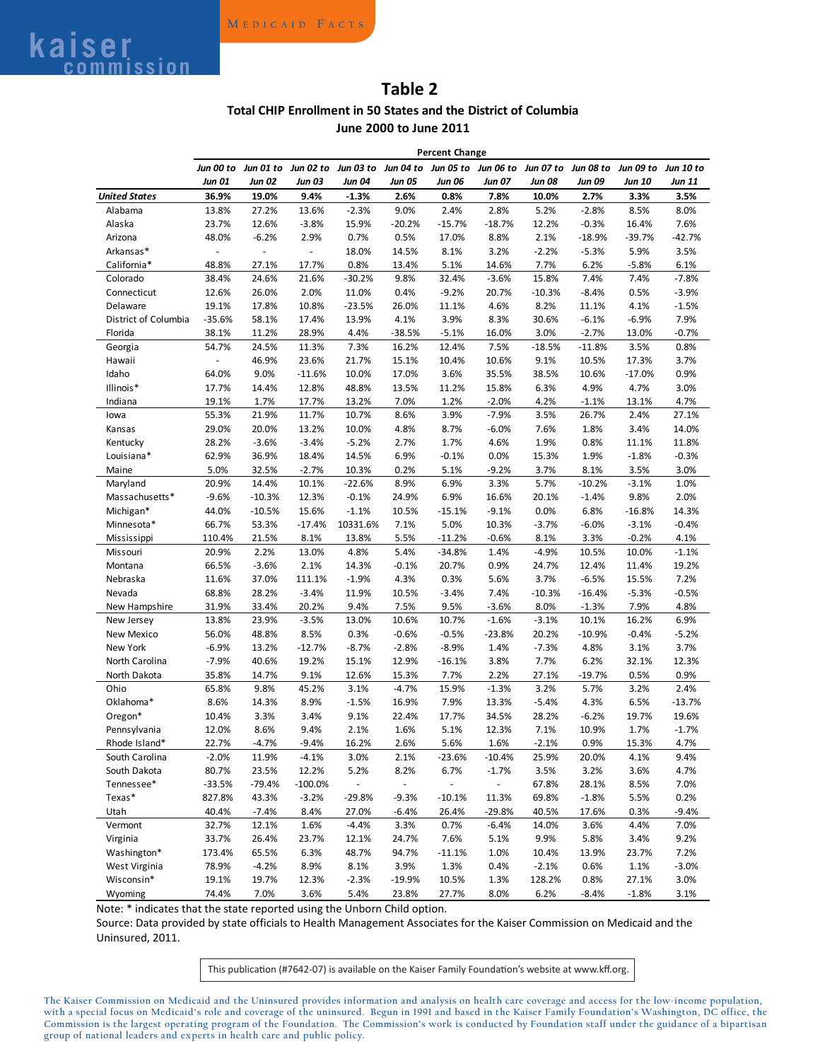## Table 2

### Total CHIP Enrollment in 50 States and the District of Columbia
### June 2000 to June 2011

| | Percent Change | | | | | | | | | | |
|---|---|---|---|---|---|---|---|---|---|---|---|
| | Jun 00 to Jun 01 | Jun 01 to Jun 02 | Jun 02 to Jun 03 | Jun 03 to Jun 04 | Jun 04 to Jun 05 | Jun 05 to Jun 06 | Jun 06 to Jun 07 | Jun 07 to Jun 08 | Jun 08 to Jun 09 | Jun 09 to Jun 10 | Jun 10 to Jun 11 |
| **United States** | **36.9%** | **19.0%** | **9.4%** | **-1.3%** | **2.6%** | **0.8%** | **7.8%** | **10.0%** | **2.7%** | **3.3%** | **3.5%** |
| Alabama | 13.8% | 27.2% | 13.6% | -2.3% | 9.0% | 2.4% | 2.8% | 5.2% | -2.8% | 8.5% | 8.0% |
| Alaska | 23.7% | 12.6% | -3.8% | 15.9% | -20.2% | -15.7% | -18.7% | 12.2% | -0.3% | 16.4% | 7.6% |
| Arizona | 48.0% | -6.2% | 2.9% | 0.7% | 0.5% | 17.0% | 8.8% | 2.1% | -18.9% | -39.7% | -42.7% |
| Arkansas* | - | - | - | 18.0% | 14.5% | 8.1% | 3.2% | -2.2% | -5.3% | 5.9% | 3.5% |
| California* | 48.8% | 27.1% | 17.7% | 0.8% | 13.4% | 5.1% | 14.6% | 7.7% | 6.2% | -5.8% | 6.1% |
| Colorado | 38.4% | 24.6% | 21.6% | -30.2% | 9.8% | 32.4% | -3.6% | 15.8% | 7.4% | 7.4% | -7.8% |
| Connecticut | 12.6% | 26.0% | 2.0% | 11.0% | 0.4% | -9.2% | 20.7% | -10.3% | -8.4% | 0.5% | -3.9% |
| Delaware | 19.1% | 17.8% | 10.8% | -23.5% | 26.0% | 11.1% | 4.6% | 8.2% | 11.1% | 4.1% | -1.5% |
| District of Columbia | -35.6% | 58.1% | 17.4% | 13.9% | 4.1% | 3.9% | 8.3% | 30.6% | -6.1% | -6.9% | 7.9% |
| Florida | 38.1% | 11.2% | 28.9% | 4.4% | -38.5% | -5.1% | 16.0% | 3.0% | -2.7% | 13.0% | -0.7% |
| Georgia | 54.7% | 24.5% | 11.3% | 7.3% | 16.2% | 12.4% | 7.5% | -18.5% | -11.8% | 3.5% | 0.8% |
| Hawaii | - | 46.9% | 23.6% | 21.7% | 15.1% | 10.4% | 10.6% | 9.1% | 10.5% | 17.3% | 3.7% |
| Idaho | 64.0% | 9.0% | -11.6% | 10.0% | 17.0% | 3.6% | 35.5% | 38.5% | 10.6% | -17.0% | 0.9% |
| Illinois* | 17.7% | 14.4% | 12.8% | 48.8% | 13.5% | 11.2% | 15.8% | 6.3% | 4.9% | 4.7% | 3.0% |
| Indiana | 19.1% | 1.7% | 17.7% | 13.2% | 7.0% | 1.2% | -2.0% | 4.2% | -1.1% | 13.1% | 4.7% |
| Iowa | 55.3% | 21.9% | 11.7% | 10.7% | 8.6% | 3.9% | -7.9% | 3.5% | 26.7% | 2.4% | 27.1% |
| Kansas | 29.0% | 20.0% | 13.2% | 10.0% | 4.8% | 8.7% | -6.0% | 7.6% | 1.8% | 3.4% | 14.0% |
| Kentucky | 28.2% | -3.6% | -3.4% | -5.2% | 2.7% | 1.7% | 4.6% | 1.9% | 0.8% | 11.1% | 11.8% |
| Louisiana* | 62.9% | 36.9% | 18.4% | 14.5% | 6.9% | -0.1% | 0.0% | 15.3% | 1.9% | -1.8% | -0.3% |
| Maine | 5.0% | 32.5% | -2.7% | 10.3% | 0.2% | 5.1% | -9.2% | 3.7% | 8.1% | 3.5% | 3.0% |
| Maryland | 20.9% | 14.4% | 10.1% | -22.6% | 8.9% | 6.9% | 3.3% | 5.7% | -10.2% | -3.1% | 1.0% |
| Massachusetts* | -9.6% | -10.3% | 12.3% | -0.1% | 24.9% | 6.9% | 16.6% | 20.1% | -1.4% | 9.8% | 2.0% |
| Michigan* | 44.0% | -10.5% | 15.6% | -1.1% | 10.5% | -15.1% | -9.1% | 0.0% | 6.8% | -16.8% | 14.3% |
| Minnesota* | 66.7% | 53.3% | -17.4% | 10331.6% | 7.1% | 5.0% | 10.3% | -3.7% | -6.0% | -3.1% | -0.4% |
| Mississippi | 110.4% | 21.5% | 8.1% | 13.8% | 5.5% | -11.2% | -0.6% | 8.1% | 3.3% | -0.2% | 4.1% |
| Missouri | 20.9% | 2.2% | 13.0% | 4.8% | 5.4% | -34.8% | 1.4% | -4.9% | 10.5% | 10.0% | -1.1% |
| Montana | 66.5% | -3.6% | 2.1% | 14.3% | -0.1% | 20.7% | 0.9% | 24.7% | 12.4% | 11.4% | 19.2% |
| Nebraska | 11.6% | 37.0% | 111.1% | -1.9% | 4.3% | 0.3% | 5.6% | 3.7% | -6.5% | 15.5% | 7.2% |
| Nevada | 68.8% | 28.2% | -3.4% | 11.9% | 10.5% | -3.4% | 7.4% | -10.3% | -16.4% | -5.3% | -0.5% |
| New Hampshire | 31.9% | 33.4% | 20.2% | 9.4% | 7.5% | 9.5% | -3.6% | 8.0% | -1.3% | 7.9% | 4.8% |
| New Jersey | 13.8% | 23.9% | -3.5% | 13.0% | 10.6% | 10.7% | -1.6% | -3.1% | 10.1% | 16.2% | 6.9% |
| New Mexico | 56.0% | 48.8% | 8.5% | 0.3% | -0.6% | -0.5% | -23.8% | 20.2% | -10.9% | -0.4% | -5.2% |
| New York | -6.9% | 13.2% | -12.7% | -8.7% | -2.8% | -8.9% | 1.4% | -7.3% | 4.8% | 3.1% | 3.7% |
| North Carolina | -7.9% | 40.6% | 19.2% | 15.1% | 12.9% | -16.1% | 3.8% | 7.7% | 6.2% | 32.1% | 12.3% |
| North Dakota | 35.8% | 14.7% | 9.1% | 12.6% | 15.3% | 7.7% | 2.2% | 27.1% | -19.7% | 0.5% | 0.9% |
| Ohio | 65.8% | 9.8% | 45.2% | 3.1% | -4.7% | 15.9% | -1.3% | 3.2% | 5.7% | 3.2% | 2.4% |
| Oklahoma* | 8.6% | 14.3% | 8.9% | -1.5% | 16.9% | 7.9% | 13.3% | -5.4% | 4.3% | 6.5% | -13.7% |
| Oregon* | 10.4% | 3.3% | 3.4% | 9.1% | 22.4% | 17.7% | 34.5% | 28.2% | -6.2% | 19.7% | 19.6% |
| Pennsylvania | 12.0% | 8.6% | 9.4% | 2.1% | 1.6% | 5.1% | 12.3% | 7.1% | 10.9% | 1.7% | -1.7% |
| Rhode Island* | 22.7% | -4.7% | -9.4% | 16.2% | 2.6% | 5.6% | 1.6% | -2.1% | 0.9% | 15.3% | 4.7% |
| South Carolina | -2.0% | 11.9% | -4.1% | 3.0% | 2.1% | -23.6% | -10.4% | 25.9% | 20.0% | 4.1% | 9.4% |
| South Dakota | 80.7% | 23.5% | 12.2% | 5.2% | 8.2% | 6.7% | -1.7% | 3.5% | 3.2% | 3.6% | 4.7% |
| Tennessee* | -33.5% | -79.4% | -100.0% | - | - | - | - | 67.8% | 28.1% | 8.5% | 7.0% |
| Texas* | 827.8% | 43.3% | -3.2% | -29.8% | -9.3% | -10.1% | 11.3% | 69.8% | -1.8% | 5.5% | 0.2% |
| Utah | 40.4% | -7.4% | 8.4% | 27.0% | -6.4% | 26.4% | -29.8% | 40.5% | 17.6% | 0.3% | -9.4% |
| Vermont | 32.7% | 12.1% | 1.6% | -4.4% | 3.3% | 0.7% | -6.4% | 14.0% | 3.6% | 4.4% | 7.0% |
| Virginia | 33.7% | 26.4% | 23.7% | 12.1% | 24.7% | 7.6% | 5.1% | 9.9% | 5.8% | 3.4% | 9.2% |
| Washington* | 173.4% | 65.5% | 6.3% | 48.7% | 94.7% | -11.1% | 1.0% | 10.4% | 13.9% | 23.7% | 7.2% |
| West Virginia | 78.9% | -4.2% | 8.9% | 8.1% | 3.9% | 1.3% | 0.4% | -2.1% | 0.6% | 1.1% | -3.0% |
| Wisconsin* | 19.1% | 19.7% | 12.3% | -2.3% | -19.9% | 10.5% | 1.3% | 128.2% | 0.8% | 27.1% | 3.0% |
| Wyoming | 74.4% | 7.0% | 3.6% | 5.4% | 23.8% | 27.7% | 8.0% | 6.2% | -8.4% | -1.8% | 3.1% |

Note: * indicates that the state reported using the Unborn Child option.

Source: Data provided by state officials to Health Management Associates for the Kaiser Commission on Medicaid and the Uninsured, 2011.

This publication (#7642-07) is available on the Kaiser Family Foundation's website at www.kff.org.

The Kaiser Commission on Medicaid and the Uninsured provides information and analysis on health care coverage and access for the low-income population, with a special focus on Medicaid's role and coverage of the uninsured. Begun in 1991 and based in the Kaiser Family Foundation's Washington, DC office, the Commission is the largest operating program of the Foundation. The Commission's work is conducted by Foundation staff under the guidance of a bipartisan group of national leaders and experts in health care and public policy.